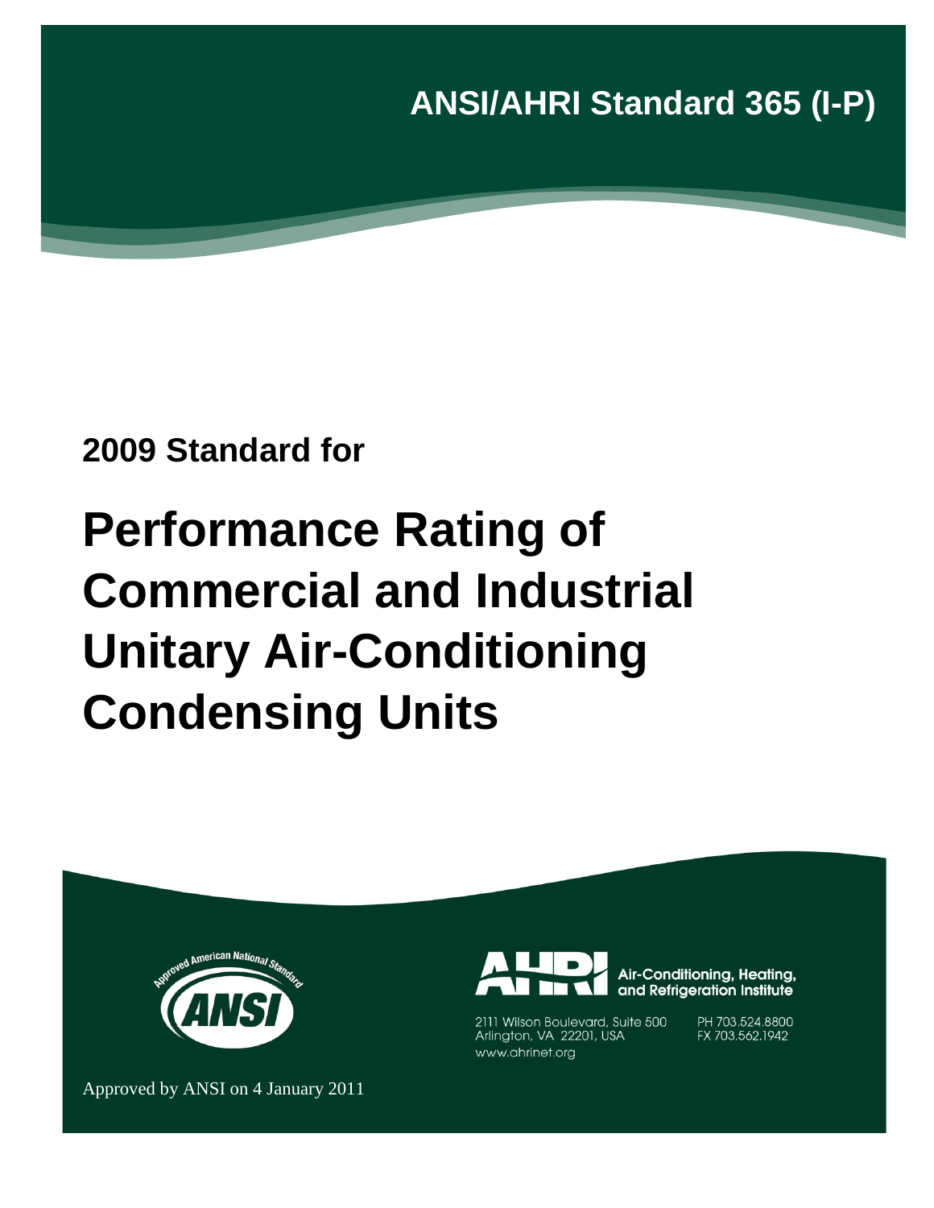# ANSI/AHRI Standard 365 (I-P)

**2009 Standard for**

# Performance Rating of Commercial and Industrial Unitary Air-Conditioning Condensing Units

Approved by ANSI on 4 January 2011

Air-Conditioning, Heating, and Refrigeration Institute

2111 Wilson Boulevard, Suite 500
Arlington, VA 22201, USA
www.ahrinet.org

PH 703.524.8800
FX 703.562.1942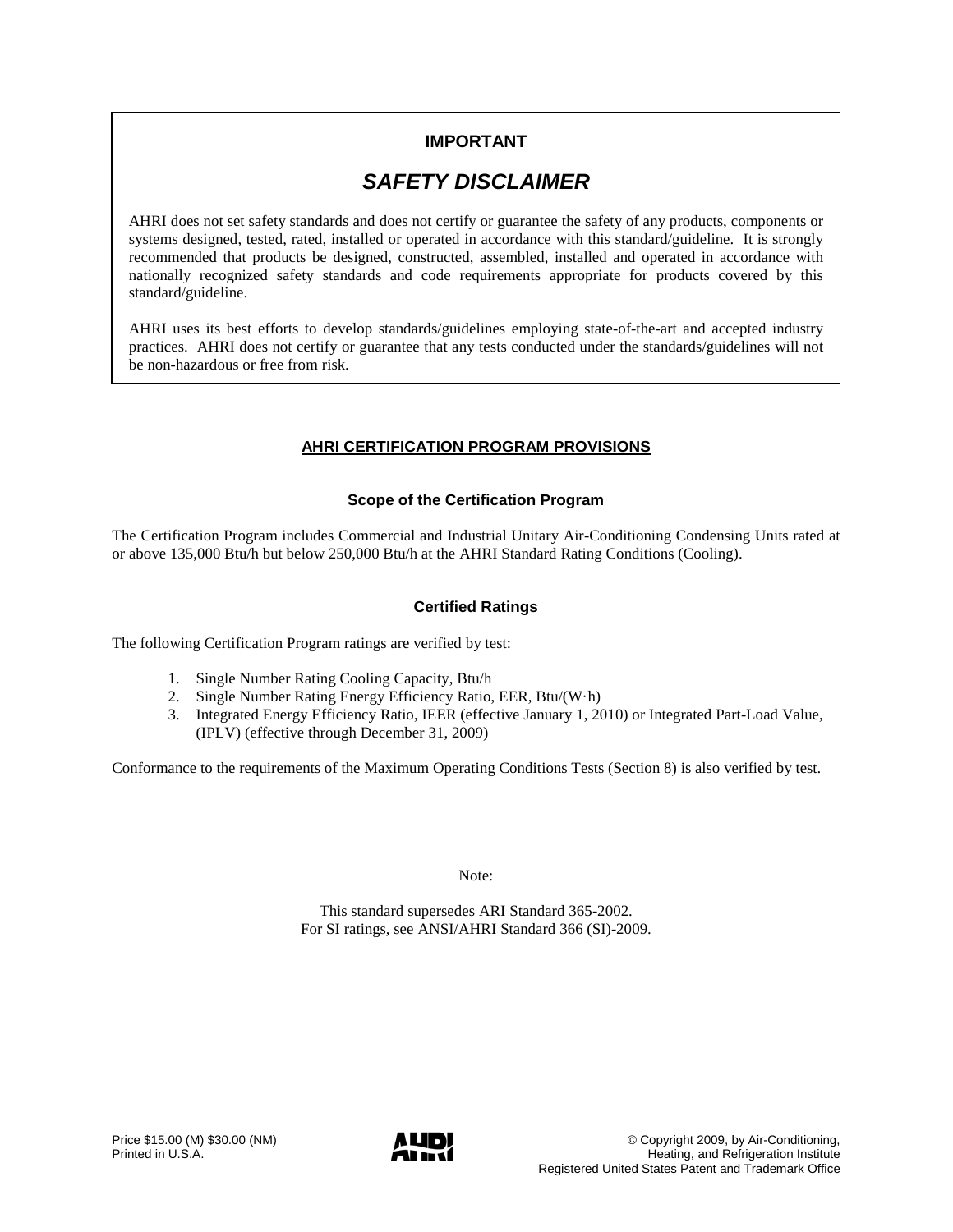**IMPORTANT**

## *SAFETY DISCLAIMER*

AHRI does not set safety standards and does not certify or guarantee the safety of any products, components or systems designed, tested, rated, installed or operated in accordance with this standard/guideline. It is strongly recommended that products be designed, constructed, assembled, installed and operated in accordance with nationally recognized safety standards and code requirements appropriate for products covered by this standard/guideline.

AHRI uses its best efforts to develop standards/guidelines employing state-of-the-art and accepted industry practices. AHRI does not certify or guarantee that any tests conducted under the standards/guidelines will not be non-hazardous or free from risk.

## AHRI CERTIFICATION PROGRAM PROVISIONS

### Scope of the Certification Program

The Certification Program includes Commercial and Industrial Unitary Air-Conditioning Condensing Units rated at or above 135,000 Btu/h but below 250,000 Btu/h at the AHRI Standard Rating Conditions (Cooling).

### Certified Ratings

The following Certification Program ratings are verified by test:

1. Single Number Rating Cooling Capacity, Btu/h
2. Single Number Rating Energy Efficiency Ratio, EER, Btu/(W·h)
3. Integrated Energy Efficiency Ratio, IEER (effective January 1, 2010) or Integrated Part-Load Value, (IPLV) (effective through December 31, 2009)

Conformance to the requirements of the Maximum Operating Conditions Tests (Section 8) is also verified by test.

Note:

This standard supersedes ARI Standard 365-2002.
For SI ratings, see ANSI/AHRI Standard 366 (SI)-2009.

Price $15.00 (M) $30.00 (NM)
Printed in U.S.A.

© Copyright 2009, by Air-Conditioning, Heating, and Refrigeration Institute
Registered United States Patent and Trademark Office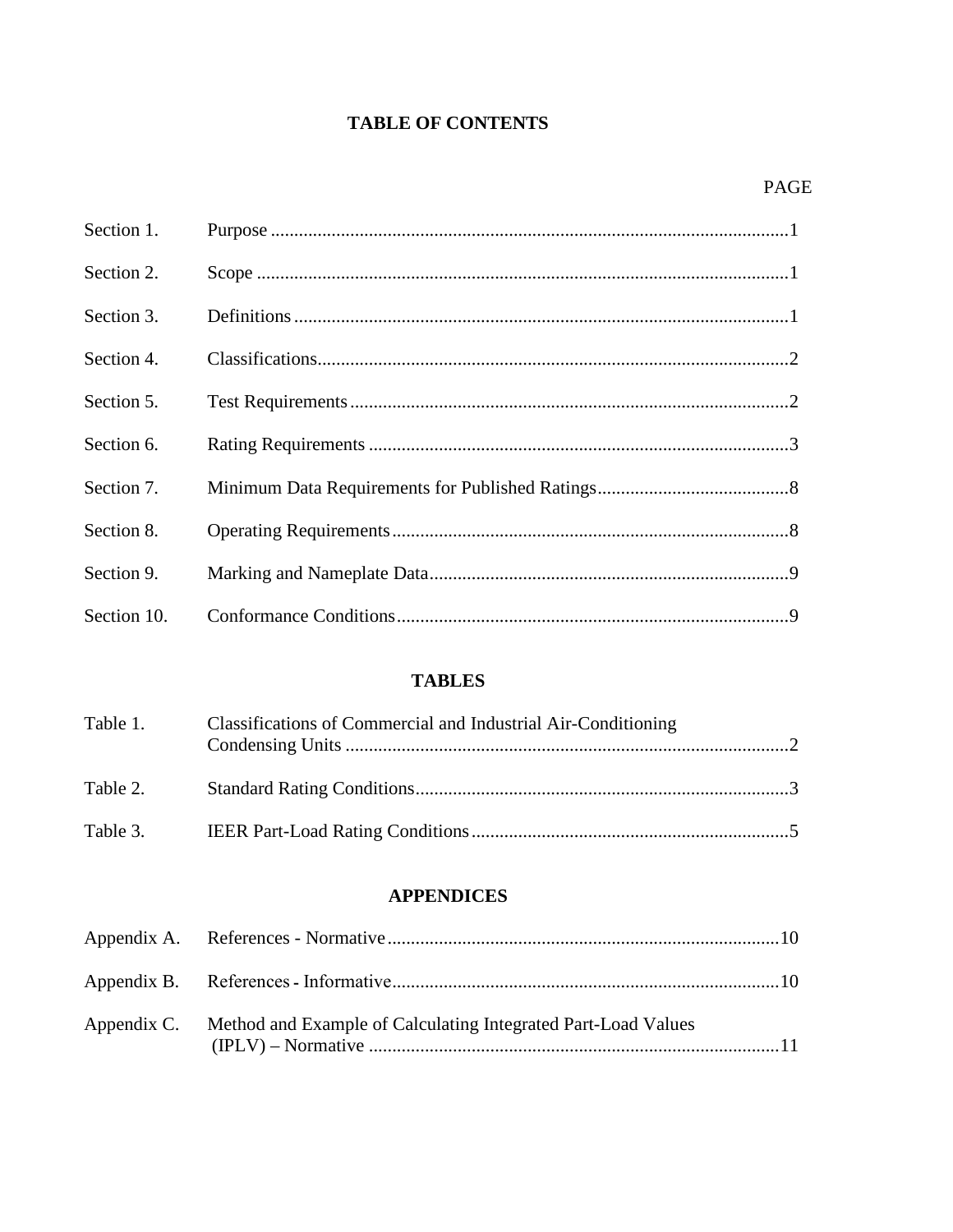# TABLE OF CONTENTS

| | | PAGE |
|---|---|---|
| Section 1. | Purpose | 1 |
| Section 2. | Scope | 1 |
| Section 3. | Definitions | 1 |
| Section 4. | Classifications | 2 |
| Section 5. | Test Requirements | 2 |
| Section 6. | Rating Requirements | 3 |
| Section 7. | Minimum Data Requirements for Published Ratings | 8 |
| Section 8. | Operating Requirements | 8 |
| Section 9. | Marking and Nameplate Data | 9 |
| Section 10. | Conformance Conditions | 9 |

## TABLES

| | | |
|---|---|---|
| Table 1. | Classifications of Commercial and Industrial Air-Conditioning Condensing Units | 2 |
| Table 2. | Standard Rating Conditions | 3 |
| Table 3. | IEER Part-Load Rating Conditions | 5 |

## APPENDICES

| | | |
|---|---|---|
| Appendix A. | References - Normative | 10 |
| Appendix B. | References - Informative | 10 |
| Appendix C. | Method and Example of Calculating Integrated Part-Load Values (IPLV) – Normative | 11 |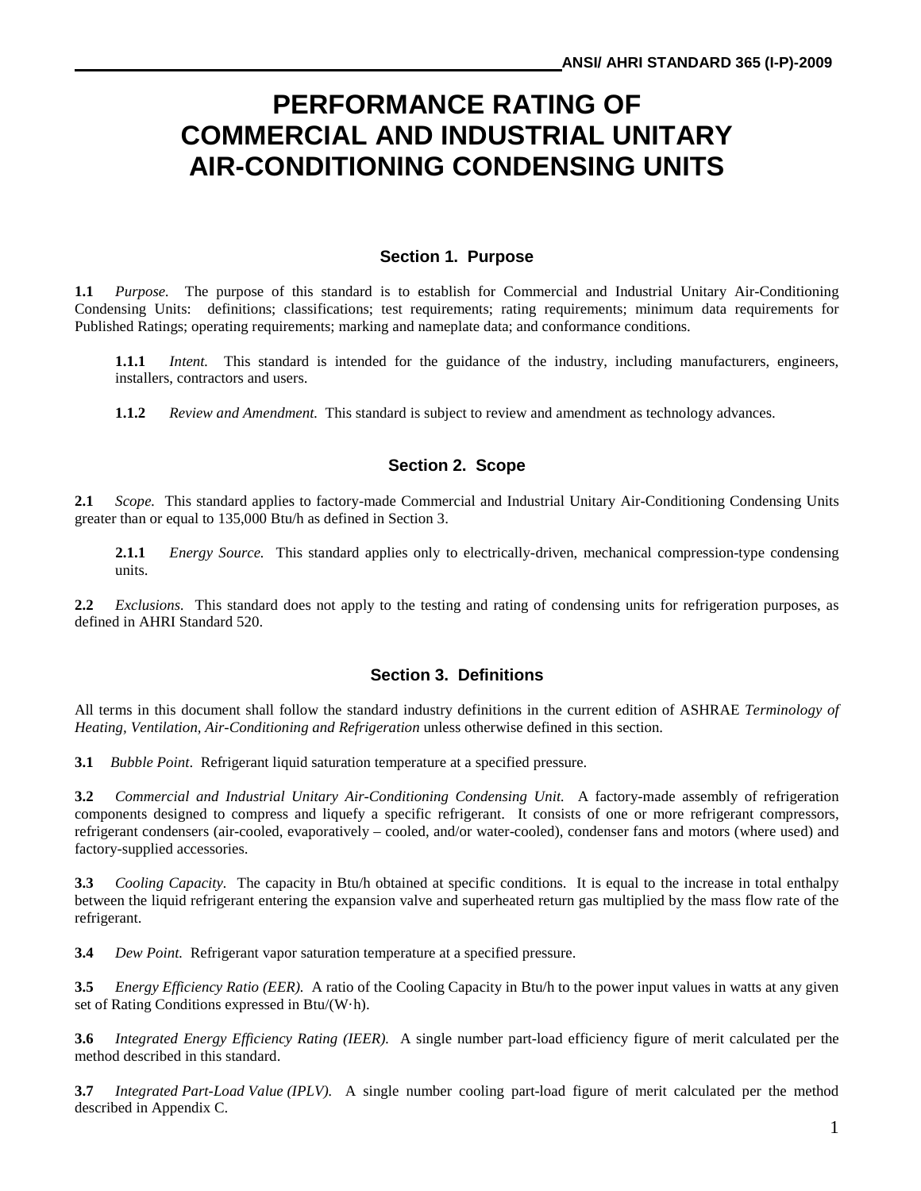# PERFORMANCE RATING OF COMMERCIAL AND INDUSTRIAL UNITARY AIR-CONDITIONING CONDENSING UNITS

## Section 1. Purpose

**1.1** *Purpose.* The purpose of this standard is to establish for Commercial and Industrial Unitary Air-Conditioning Condensing Units: definitions; classifications; test requirements; rating requirements; minimum data requirements for Published Ratings; operating requirements; marking and nameplate data; and conformance conditions.

**1.1.1** *Intent.* This standard is intended for the guidance of the industry, including manufacturers, engineers, installers, contractors and users.

**1.1.2** *Review and Amendment.* This standard is subject to review and amendment as technology advances.

## Section 2. Scope

**2.1** *Scope.* This standard applies to factory-made Commercial and Industrial Unitary Air-Conditioning Condensing Units greater than or equal to 135,000 Btu/h as defined in Section 3.

**2.1.1** *Energy Source.* This standard applies only to electrically-driven, mechanical compression-type condensing units.

**2.2** *Exclusions.* This standard does not apply to the testing and rating of condensing units for refrigeration purposes, as defined in AHRI Standard 520.

## Section 3. Definitions

All terms in this document shall follow the standard industry definitions in the current edition of ASHRAE *Terminology of Heating, Ventilation, Air-Conditioning and Refrigeration* unless otherwise defined in this section.

**3.1** *Bubble Point*. Refrigerant liquid saturation temperature at a specified pressure.

**3.2** *Commercial and Industrial Unitary Air-Conditioning Condensing Unit.* A factory-made assembly of refrigeration components designed to compress and liquefy a specific refrigerant. It consists of one or more refrigerant compressors, refrigerant condensers (air-cooled, evaporatively – cooled, and/or water-cooled), condenser fans and motors (where used) and factory-supplied accessories.

**3.3** *Cooling Capacity.* The capacity in Btu/h obtained at specific conditions. It is equal to the increase in total enthalpy between the liquid refrigerant entering the expansion valve and superheated return gas multiplied by the mass flow rate of the refrigerant.

**3.4** *Dew Point.* Refrigerant vapor saturation temperature at a specified pressure.

**3.5** *Energy Efficiency Ratio (EER).* A ratio of the Cooling Capacity in Btu/h to the power input values in watts at any given set of Rating Conditions expressed in Btu/(W·h).

**3.6** *Integrated Energy Efficiency Rating (IEER).* A single number part-load efficiency figure of merit calculated per the method described in this standard.

**3.7** *Integrated Part-Load Value (IPLV).* A single number cooling part-load figure of merit calculated per the method described in Appendix C.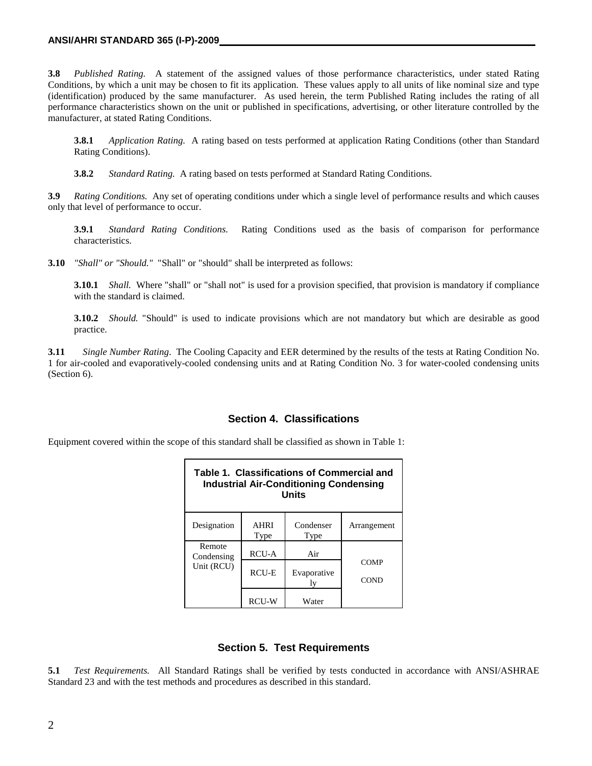**3.8** *Published Rating.* A statement of the assigned values of those performance characteristics, under stated Rating Conditions, by which a unit may be chosen to fit its application. These values apply to all units of like nominal size and type (identification) produced by the same manufacturer. As used herein, the term Published Rating includes the rating of all performance characteristics shown on the unit or published in specifications, advertising, or other literature controlled by the manufacturer, at stated Rating Conditions.

> **3.8.1** *Application Rating.* A rating based on tests performed at application Rating Conditions (other than Standard Rating Conditions).
>
> **3.8.2** *Standard Rating.* A rating based on tests performed at Standard Rating Conditions.

**3.9** *Rating Conditions.* Any set of operating conditions under which a single level of performance results and which causes only that level of performance to occur.

> **3.9.1** *Standard Rating Conditions.* Rating Conditions used as the basis of comparison for performance characteristics.

**3.10** *"Shall" or "Should."* "Shall" or "should" shall be interpreted as follows:

> **3.10.1** *Shall.* Where "shall" or "shall not" is used for a provision specified, that provision is mandatory if compliance with the standard is claimed.
>
> **3.10.2** *Should.* "Should" is used to indicate provisions which are not mandatory but which are desirable as good practice.

**3.11** *Single Number Rating*. The Cooling Capacity and EER determined by the results of the tests at Rating Condition No. 1 for air-cooled and evaporatively-cooled condensing units and at Rating Condition No. 3 for water-cooled condensing units (Section 6).

## Section 4. Classifications

Equipment covered within the scope of this standard shall be classified as shown in Table 1:

**Table 1. Classifications of Commercial and Industrial Air-Conditioning Condensing Units**

| Designation | AHRI Type | Condenser Type | Arrangement |
|---|---|---|---|
| Remote Condensing Unit (RCU) | RCU-A | Air | COMP COND |
| | RCU-E | Evaporatively | |
| | RCU-W | Water | |

## Section 5. Test Requirements

**5.1** *Test Requirements.* All Standard Ratings shall be verified by tests conducted in accordance with ANSI/ASHRAE Standard 23 and with the test methods and procedures as described in this standard.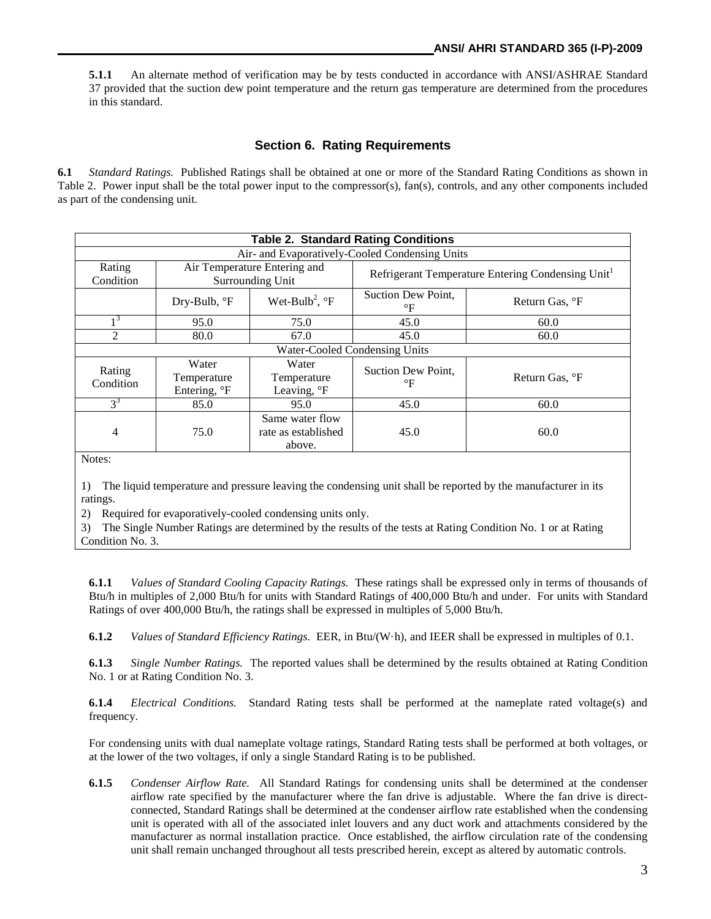**5.1.1** An alternate method of verification may be by tests conducted in accordance with ANSI/ASHRAE Standard 37 provided that the suction dew point temperature and the return gas temperature are determined from the procedures in this standard.

## Section 6. Rating Requirements

**6.1** *Standard Ratings.* Published Ratings shall be obtained at one or more of the Standard Rating Conditions as shown in Table 2. Power input shall be the total power input to the compressor(s), fan(s), controls, and any other components included as part of the condensing unit.

| Table 2. Standard Rating Conditions | | | | |
|---|---|---|---|---|
| Air- and Evaporatively-Cooled Condensing Units | | | | |
| Rating Condition | Air Temperature Entering and Surrounding Unit | | Refrigerant Temperature Entering Condensing Unit[1] | |
| | Dry-Bulb, °F | Wet-Bulb[2], °F | Suction Dew Point, °F | Return Gas, °F |
| 1[3] | 95.0 | 75.0 | 45.0 | 60.0 |
| 2 | 80.0 | 67.0 | 45.0 | 60.0 |
| Water-Cooled Condensing Units | | | | |
| Rating Condition | Water Temperature Entering, °F | Water Temperature Leaving, °F | Suction Dew Point, °F | Return Gas, °F |
| 3[3] | 85.0 | 95.0 | 45.0 | 60.0 |
| 4 | 75.0 | Same water flow rate as established above. | 45.0 | 60.0 |

Notes:

1) The liquid temperature and pressure leaving the condensing unit shall be reported by the manufacturer in its ratings.

2) Required for evaporatively-cooled condensing units only.

3) The Single Number Ratings are determined by the results of the tests at Rating Condition No. 1 or at Rating Condition No. 3.

**6.1.1** *Values of Standard Cooling Capacity Ratings.* These ratings shall be expressed only in terms of thousands of Btu/h in multiples of 2,000 Btu/h for units with Standard Ratings of 400,000 Btu/h and under. For units with Standard Ratings of over 400,000 Btu/h, the ratings shall be expressed in multiples of 5,000 Btu/h.

**6.1.2** *Values of Standard Efficiency Ratings.* EER, in Btu/(W·h), and IEER shall be expressed in multiples of 0.1.

**6.1.3** *Single Number Ratings.* The reported values shall be determined by the results obtained at Rating Condition No. 1 or at Rating Condition No. 3.

**6.1.4** *Electrical Conditions.* Standard Rating tests shall be performed at the nameplate rated voltage(s) and frequency.

For condensing units with dual nameplate voltage ratings, Standard Rating tests shall be performed at both voltages, or at the lower of the two voltages, if only a single Standard Rating is to be published.

**6.1.5** *Condenser Airflow Rate.* All Standard Ratings for condensing units shall be determined at the condenser airflow rate specified by the manufacturer where the fan drive is adjustable. Where the fan drive is direct-connected, Standard Ratings shall be determined at the condenser airflow rate established when the condensing unit is operated with all of the associated inlet louvers and any duct work and attachments considered by the manufacturer as normal installation practice. Once established, the airflow circulation rate of the condensing unit shall remain unchanged throughout all tests prescribed herein, except as altered by automatic controls.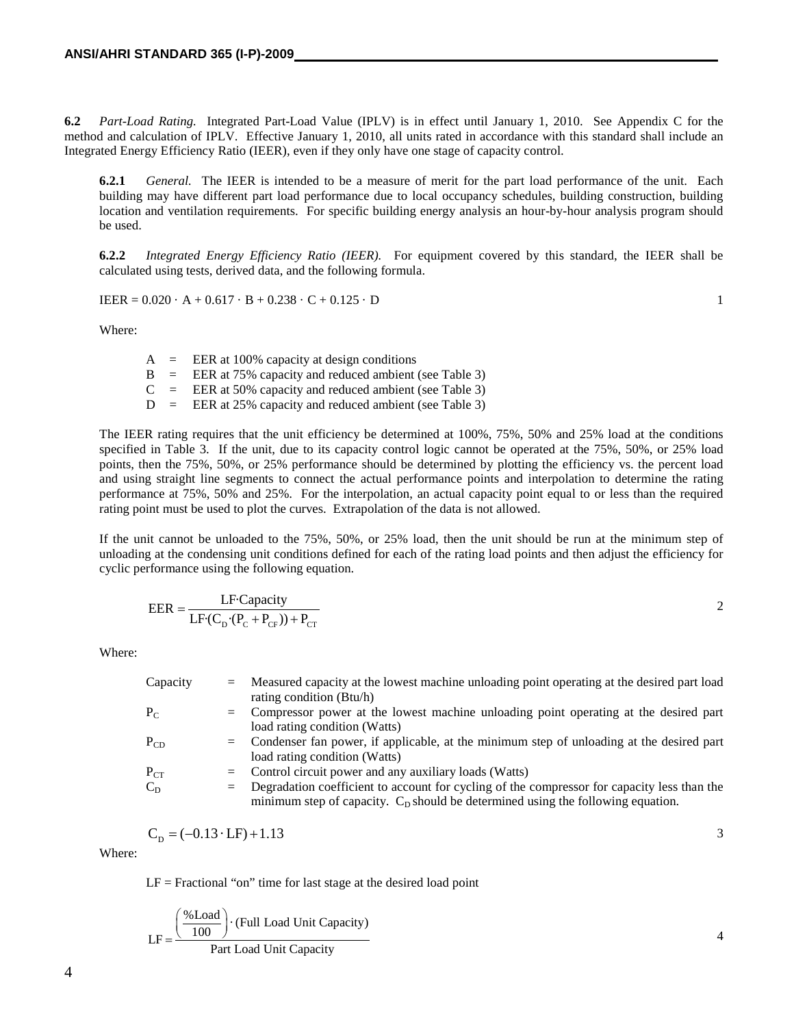**6.2** *Part-Load Rating.* Integrated Part-Load Value (IPLV) is in effect until January 1, 2010. See Appendix C for the method and calculation of IPLV. Effective January 1, 2010, all units rated in accordance with this standard shall include an Integrated Energy Efficiency Ratio (IEER), even if they only have one stage of capacity control.

**6.2.1** *General.* The IEER is intended to be a measure of merit for the part load performance of the unit. Each building may have different part load performance due to local occupancy schedules, building construction, building location and ventilation requirements. For specific building energy analysis an hour-by-hour analysis program should be used.

**6.2.2** *Integrated Energy Efficiency Ratio (IEER).* For equipment covered by this standard, the IEER shall be calculated using tests, derived data, and the following formula.

$$\text{IEER} = 0.020 \cdot \text{A} + 0.617 \cdot \text{B} + 0.238 \cdot \text{C} + 0.125 \cdot \text{D} \tag{1}$$

Where:

- A = EER at 100% capacity at design conditions
- B = EER at 75% capacity and reduced ambient (see Table 3)
- C = EER at 50% capacity and reduced ambient (see Table 3)
- D = EER at 25% capacity and reduced ambient (see Table 3)

The IEER rating requires that the unit efficiency be determined at 100%, 75%, 50% and 25% load at the conditions specified in Table 3. If the unit, due to its capacity control logic cannot be operated at the 75%, 50%, or 25% load points, then the 75%, 50%, or 25% performance should be determined by plotting the efficiency vs. the percent load and using straight line segments to connect the actual performance points and interpolation to determine the rating performance at 75%, 50% and 25%. For the interpolation, an actual capacity point equal to or less than the required rating point must be used to plot the curves. Extrapolation of the data is not allowed.

If the unit cannot be unloaded to the 75%, 50%, or 25% load, then the unit should be run at the minimum step of unloading at the condensing unit conditions defined for each of the rating load points and then adjust the efficiency for cyclic performance using the following equation.

$$\text{EER} = \frac{\text{LF} \cdot \text{Capacity}}{\text{LF} \cdot (\text{C}_\text{D} \cdot (\text{P}_\text{C} + \text{P}_\text{CF})) + \text{P}_\text{CT}} \tag{2}$$

Where:

| | | |
|---|---|---|
| Capacity | = | Measured capacity at the lowest machine unloading point operating at the desired part load rating condition (Btu/h) |
| $P_C$ | = | Compressor power at the lowest machine unloading point operating at the desired part load rating condition (Watts) |
| $P_{CD}$ | = | Condenser fan power, if applicable, at the minimum step of unloading at the desired part load rating condition (Watts) |
| $P_{CT}$ | = | Control circuit power and any auxiliary loads (Watts) |
| $C_D$ | = | Degradation coefficient to account for cycling of the compressor for capacity less than the minimum step of capacity. $C_D$ should be determined using the following equation. |

$$\text{C}_\text{D} = (-0.13 \cdot \text{LF}) + 1.13 \tag{3}$$

Where:

LF = Fractional "on" time for last stage at the desired load point

$$\text{LF} = \frac{\left(\frac{\%\text{Load}}{100}\right) \cdot (\text{Full Load Unit Capacity})}{\text{Part Load Unit Capacity}} \tag{4}$$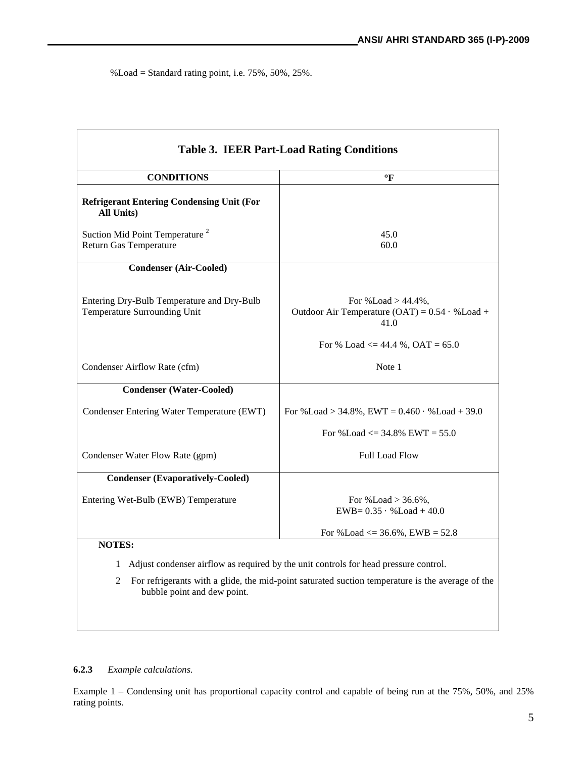%Load = Standard rating point, i.e. 75%, 50%, 25%.

**Table 3. IEER Part-Load Rating Conditions**

| CONDITIONS | °F |
|---|---|
| **Refrigerant Entering Condensing Unit (For All Units)** | |
| Suction Mid Point Temperature [2] | 45.0 |
| Return Gas Temperature | 60.0 |
| **Condenser (Air-Cooled)** | |
| Entering Dry-Bulb Temperature and Dry-Bulb Temperature Surrounding Unit | For %Load > 44.4%, Outdoor Air Temperature (OAT) = 0.54 · %Load + 41.0<br><br>For % Load <= 44.4 %, OAT = 65.0 |
| Condenser Airflow Rate (cfm) | Note 1 |
| **Condenser (Water-Cooled)** | |
| Condenser Entering Water Temperature (EWT) | For %Load > 34.8%, EWT = 0.460 · %Load + 39.0<br><br>For %Load <= 34.8% EWT = 55.0 |
| Condenser Water Flow Rate (gpm) | Full Load Flow |
| **Condenser (Evaporatively-Cooled)** | |
| Entering Wet-Bulb (EWB) Temperature | For %Load > 36.6%, EWB= 0.35 · %Load + 40.0<br><br>For %Load <= 36.6%, EWB = 52.8 |

**NOTES:**

1 Adjust condenser airflow as required by the unit controls for head pressure control.

2 For refrigerants with a glide, the mid-point saturated suction temperature is the average of the bubble point and dew point.

**6.2.3** *Example calculations.*

Example 1 – Condensing unit has proportional capacity control and capable of being run at the 75%, 50%, and 25% rating points.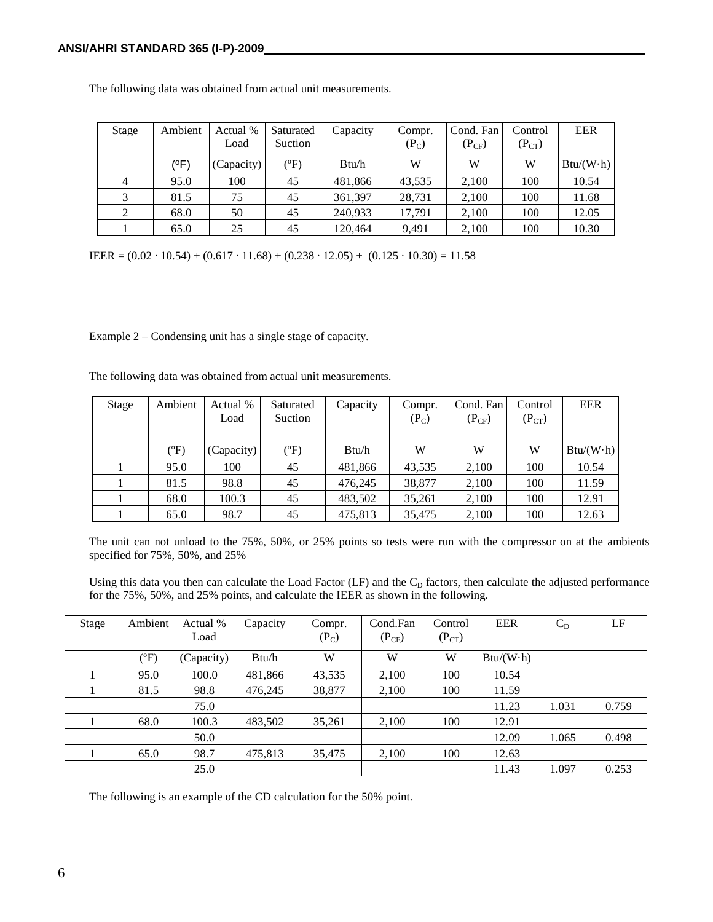The following data was obtained from actual unit measurements.

| Stage | Ambient | Actual % Load | Saturated Suction | Capacity | Compr. ($P_C$) | Cond. Fan ($P_{CF}$) | Control ($P_{CT}$) | EER |
|---|---|---|---|---|---|---|---|---|
| | (ºF) | (Capacity) | (ºF) | Btu/h | W | W | W | Btu/(W·h) |
| 4 | 95.0 | 100 | 45 | 481,866 | 43,535 | 2,100 | 100 | 10.54 |
| 3 | 81.5 | 75 | 45 | 361,397 | 28,731 | 2,100 | 100 | 11.68 |
| 2 | 68.0 | 50 | 45 | 240,933 | 17,791 | 2,100 | 100 | 12.05 |
| 1 | 65.0 | 25 | 45 | 120,464 | 9,491 | 2,100 | 100 | 10.30 |

$$IEER = (0.02 \cdot 10.54) + (0.617 \cdot 11.68) + (0.238 \cdot 12.05) + (0.125 \cdot 10.30) = 11.58$$

Example 2 – Condensing unit has a single stage of capacity.

The following data was obtained from actual unit measurements.

| Stage | Ambient | Actual % Load | Saturated Suction | Capacity | Compr. ($P_C$) | Cond. Fan ($P_{CF}$) | Control ($P_{CT}$) | EER |
|---|---|---|---|---|---|---|---|---|
| | (ºF) | (Capacity) | (ºF) | Btu/h | W | W | W | Btu/(W·h) |
| 1 | 95.0 | 100 | 45 | 481,866 | 43,535 | 2,100 | 100 | 10.54 |
| 1 | 81.5 | 98.8 | 45 | 476,245 | 38,877 | 2,100 | 100 | 11.59 |
| 1 | 68.0 | 100.3 | 45 | 483,502 | 35,261 | 2,100 | 100 | 12.91 |
| 1 | 65.0 | 98.7 | 45 | 475,813 | 35,475 | 2,100 | 100 | 12.63 |

The unit can not unload to the 75%, 50%, or 25% points so tests were run with the compressor on at the ambients specified for 75%, 50%, and 25%

Using this data you then can calculate the Load Factor (LF) and the $C_D$ factors, then calculate the adjusted performance for the 75%, 50%, and 25% points, and calculate the IEER as shown in the following.

| Stage | Ambient | Actual % Load | Capacity | Compr. ($P_C$) | Cond.Fan ($P_{CF}$) | Control ($P_{CT}$) | EER | $C_D$ | LF |
|---|---|---|---|---|---|---|---|---|---|
| | (ºF) | (Capacity) | Btu/h | W | W | W | Btu/(W·h) | | |
| 1 | 95.0 | 100.0 | 481,866 | 43,535 | 2,100 | 100 | 10.54 | | |
| 1 | 81.5 | 98.8 | 476,245 | 38,877 | 2,100 | 100 | 11.59 | | |
| | | 75.0 | | | | | 11.23 | 1.031 | 0.759 |
| 1 | 68.0 | 100.3 | 483,502 | 35,261 | 2,100 | 100 | 12.91 | | |
| | | 50.0 | | | | | 12.09 | 1.065 | 0.498 |
| 1 | 65.0 | 98.7 | 475,813 | 35,475 | 2,100 | 100 | 12.63 | | |
| | | 25.0 | | | | | 11.43 | 1.097 | 0.253 |

The following is an example of the CD calculation for the 50% point.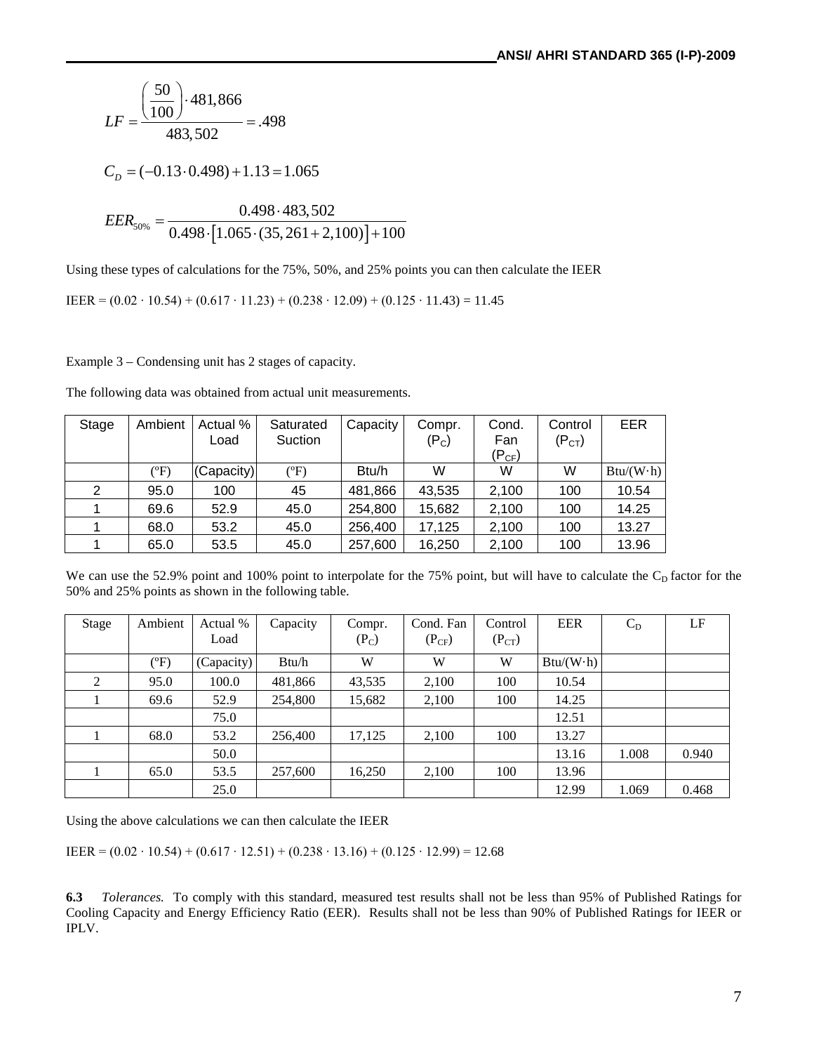$$LF = \frac{\left(\frac{50}{100}\right) \cdot 481{,}866}{483{,}502} = .498$$

$$C_D = (-0.13 \cdot 0.498) + 1.13 = 1.065$$

$$EER_{50\%} = \frac{0.498 \cdot 483{,}502}{0.498 \cdot [1.065 \cdot (35{,}261 + 2{,}100)] + 100}$$

Using these types of calculations for the 75%, 50%, and 25% points you can then calculate the IEER

IEER = (0.02 · 10.54) + (0.617 · 11.23) + (0.238 · 12.09) + (0.125 · 11.43) = 11.45

Example 3 – Condensing unit has 2 stages of capacity.

The following data was obtained from actual unit measurements.

| Stage | Ambient | Actual % Load | Saturated Suction | Capacity | Compr. ($P_C$) | Cond. Fan ($P_{CF}$) | Control ($P_{CT}$) | EER |
|---|---|---|---|---|---|---|---|---|
| | (ºF) | (Capacity) | (ºF) | Btu/h | W | W | W | Btu/(W·h) |
| 2 | 95.0 | 100 | 45 | 481,866 | 43,535 | 2,100 | 100 | 10.54 |
| 1 | 69.6 | 52.9 | 45.0 | 254,800 | 15,682 | 2,100 | 100 | 14.25 |
| 1 | 68.0 | 53.2 | 45.0 | 256,400 | 17,125 | 2,100 | 100 | 13.27 |
| 1 | 65.0 | 53.5 | 45.0 | 257,600 | 16,250 | 2,100 | 100 | 13.96 |

We can use the 52.9% point and 100% point to interpolate for the 75% point, but will have to calculate the $C_D$ factor for the 50% and 25% points as shown in the following table.

| Stage | Ambient | Actual % Load | Capacity | Compr. ($P_C$) | Cond. Fan ($P_{CF}$) | Control ($P_{CT}$) | EER | $C_D$ | LF |
|---|---|---|---|---|---|---|---|---|---|
| | (ºF) | (Capacity) | Btu/h | W | W | W | Btu/(W·h) | | |
| 2 | 95.0 | 100.0 | 481,866 | 43,535 | 2,100 | 100 | 10.54 | | |
| 1 | 69.6 | 52.9 | 254,800 | 15,682 | 2,100 | 100 | 14.25 | | |
| | | 75.0 | | | | | 12.51 | | |
| 1 | 68.0 | 53.2 | 256,400 | 17,125 | 2,100 | 100 | 13.27 | | |
| | | 50.0 | | | | | 13.16 | 1.008 | 0.940 |
| 1 | 65.0 | 53.5 | 257,600 | 16,250 | 2,100 | 100 | 13.96 | | |
| | | 25.0 | | | | | 12.99 | 1.069 | 0.468 |

Using the above calculations we can then calculate the IEER

IEER = (0.02 · 10.54) + (0.617 · 12.51) + (0.238 · 13.16) + (0.125 · 12.99) = 12.68

**6.3** *Tolerances.* To comply with this standard, measured test results shall not be less than 95% of Published Ratings for Cooling Capacity and Energy Efficiency Ratio (EER). Results shall not be less than 90% of Published Ratings for IEER or IPLV.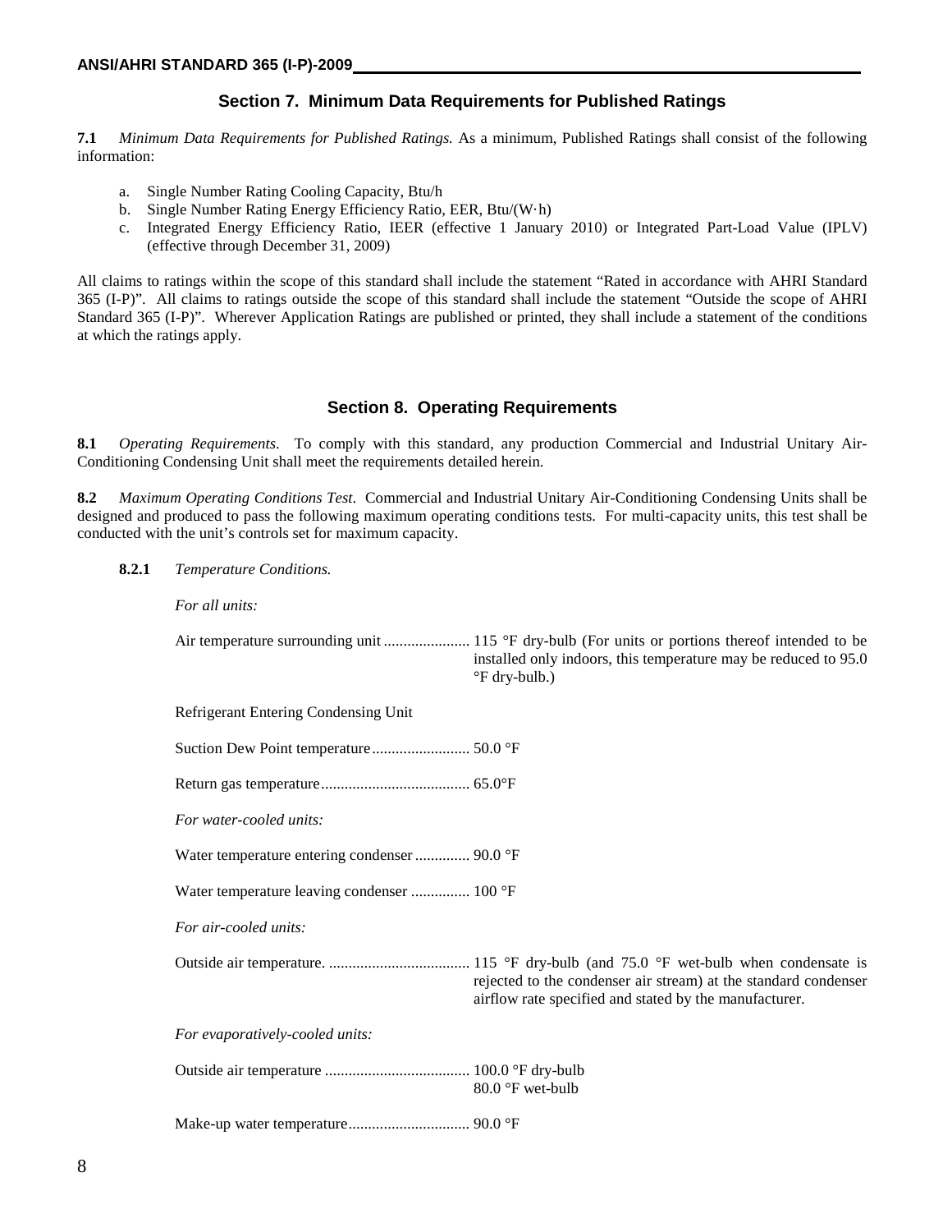## Section 7. Minimum Data Requirements for Published Ratings

**7.1** *Minimum Data Requirements for Published Ratings.* As a minimum, Published Ratings shall consist of the following information:

a. Single Number Rating Cooling Capacity, Btu/h
b. Single Number Rating Energy Efficiency Ratio, EER, Btu/(W·h)
c. Integrated Energy Efficiency Ratio, IEER (effective 1 January 2010) or Integrated Part-Load Value (IPLV) (effective through December 31, 2009)

All claims to ratings within the scope of this standard shall include the statement "Rated in accordance with AHRI Standard 365 (I-P)". All claims to ratings outside the scope of this standard shall include the statement "Outside the scope of AHRI Standard 365 (I-P)". Wherever Application Ratings are published or printed, they shall include a statement of the conditions at which the ratings apply.

## Section 8. Operating Requirements

**8.1** *Operating Requirements.* To comply with this standard, any production Commercial and Industrial Unitary Air-Conditioning Condensing Unit shall meet the requirements detailed herein.

**8.2** *Maximum Operating Conditions Test.* Commercial and Industrial Unitary Air-Conditioning Condensing Units shall be designed and produced to pass the following maximum operating conditions tests. For multi-capacity units, this test shall be conducted with the unit's controls set for maximum capacity.

**8.2.1** *Temperature Conditions.*

*For all units:*

Air temperature surrounding unit ...................... 115 °F dry-bulb (For units or portions thereof intended to be installed only indoors, this temperature may be reduced to 95.0 °F dry-bulb.)

Refrigerant Entering Condensing Unit

Suction Dew Point temperature ......................... 50.0 °F

Return gas temperature ...................................... 65.0°F

*For water-cooled units:*

Water temperature entering condenser .............. 90.0 °F

Water temperature leaving condenser ............... 100 °F

*For air-cooled units:*

Outside air temperature. .................................... 115 °F dry-bulb (and 75.0 °F wet-bulb when condensate is rejected to the condenser air stream) at the standard condenser airflow rate specified and stated by the manufacturer.

*For evaporatively-cooled units:*

Outside air temperature ..................................... 100.0 °F dry-bulb
80.0 °F wet-bulb

Make-up water temperature ............................... 90.0 °F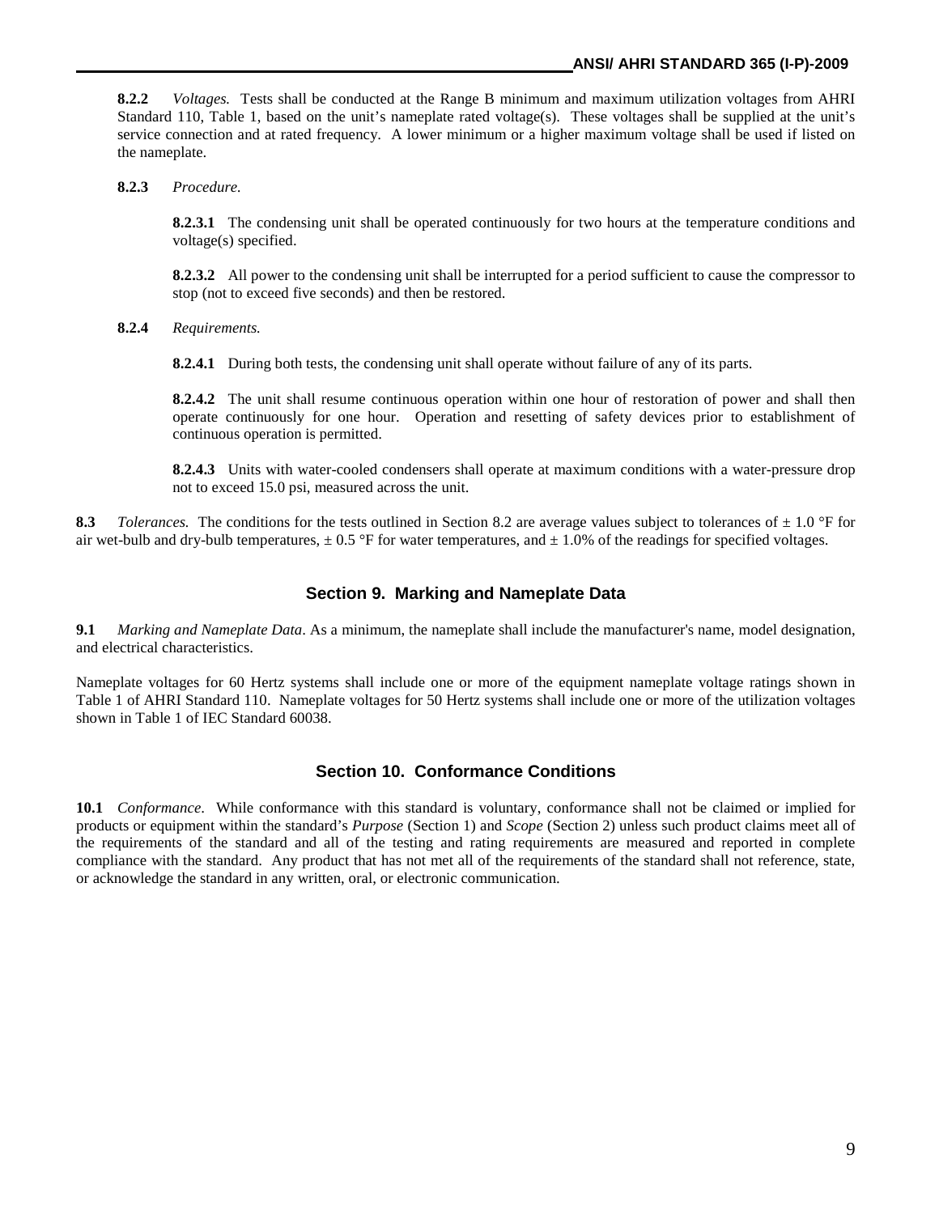**8.2.2** *Voltages.* Tests shall be conducted at the Range B minimum and maximum utilization voltages from AHRI Standard 110, Table 1, based on the unit's nameplate rated voltage(s). These voltages shall be supplied at the unit's service connection and at rated frequency. A lower minimum or a higher maximum voltage shall be used if listed on the nameplate.

**8.2.3** *Procedure.*

**8.2.3.1** The condensing unit shall be operated continuously for two hours at the temperature conditions and voltage(s) specified.

**8.2.3.2** All power to the condensing unit shall be interrupted for a period sufficient to cause the compressor to stop (not to exceed five seconds) and then be restored.

**8.2.4** *Requirements.*

**8.2.4.1** During both tests, the condensing unit shall operate without failure of any of its parts.

**8.2.4.2** The unit shall resume continuous operation within one hour of restoration of power and shall then operate continuously for one hour. Operation and resetting of safety devices prior to establishment of continuous operation is permitted.

**8.2.4.3** Units with water-cooled condensers shall operate at maximum conditions with a water-pressure drop not to exceed 15.0 psi, measured across the unit.

**8.3** *Tolerances.* The conditions for the tests outlined in Section 8.2 are average values subject to tolerances of ± 1.0 °F for air wet-bulb and dry-bulb temperatures, ± 0.5 °F for water temperatures, and ± 1.0% of the readings for specified voltages.

## Section 9. Marking and Nameplate Data

**9.1** *Marking and Nameplate Data*. As a minimum, the nameplate shall include the manufacturer's name, model designation, and electrical characteristics.

Nameplate voltages for 60 Hertz systems shall include one or more of the equipment nameplate voltage ratings shown in Table 1 of AHRI Standard 110. Nameplate voltages for 50 Hertz systems shall include one or more of the utilization voltages shown in Table 1 of IEC Standard 60038.

## Section 10. Conformance Conditions

**10.1** *Conformance*. While conformance with this standard is voluntary, conformance shall not be claimed or implied for products or equipment within the standard's *Purpose* (Section 1) and *Scope* (Section 2) unless such product claims meet all of the requirements of the standard and all of the testing and rating requirements are measured and reported in complete compliance with the standard. Any product that has not met all of the requirements of the standard shall not reference, state, or acknowledge the standard in any written, oral, or electronic communication.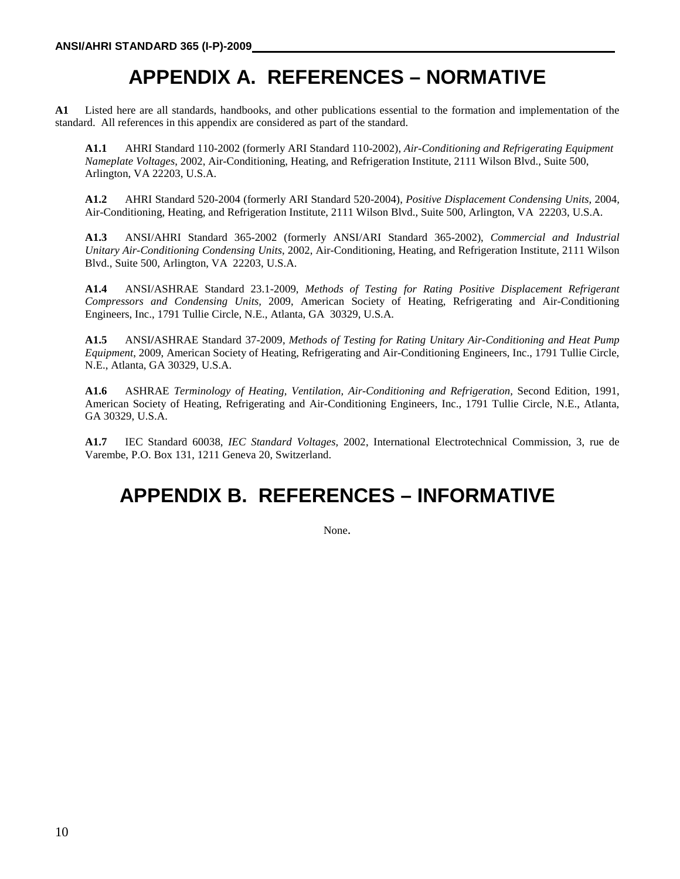# APPENDIX A. REFERENCES – NORMATIVE

**A1** Listed here are all standards, handbooks, and other publications essential to the formation and implementation of the standard. All references in this appendix are considered as part of the standard.

**A1.1** AHRI Standard 110-2002 (formerly ARI Standard 110-2002), *Air-Conditioning and Refrigerating Equipment Nameplate Voltages*, 2002, Air-Conditioning, Heating, and Refrigeration Institute, 2111 Wilson Blvd., Suite 500, Arlington, VA 22203, U.S.A.

**A1.2** AHRI Standard 520-2004 (formerly ARI Standard 520-2004), *Positive Displacement Condensing Units*, 2004, Air-Conditioning, Heating, and Refrigeration Institute, 2111 Wilson Blvd., Suite 500, Arlington, VA 22203, U.S.A.

**A1.3** ANSI/AHRI Standard 365-2002 (formerly ANSI/ARI Standard 365-2002), *Commercial and Industrial Unitary Air-Conditioning Condensing Units*, 2002, Air-Conditioning, Heating, and Refrigeration Institute, 2111 Wilson Blvd., Suite 500, Arlington, VA 22203, U.S.A.

**A1.4** ANSI/ASHRAE Standard 23.1-2009, *Methods of Testing for Rating Positive Displacement Refrigerant Compressors and Condensing Units*, 2009, American Society of Heating, Refrigerating and Air-Conditioning Engineers, Inc., 1791 Tullie Circle, N.E., Atlanta, GA 30329, U.S.A.

**A1.5** ANSI/ASHRAE Standard 37-2009, *Methods of Testing for Rating Unitary Air-Conditioning and Heat Pump Equipment*, 2009, American Society of Heating, Refrigerating and Air-Conditioning Engineers, Inc., 1791 Tullie Circle, N.E., Atlanta, GA 30329, U.S.A.

**A1.6** ASHRAE *Terminology of Heating, Ventilation, Air-Conditioning and Refrigeration*, Second Edition, 1991, American Society of Heating, Refrigerating and Air-Conditioning Engineers, Inc., 1791 Tullie Circle, N.E., Atlanta, GA 30329, U.S.A.

**A1.7** IEC Standard 60038, *IEC Standard Voltages,* 2002, International Electrotechnical Commission, 3, rue de Varembe, P.O. Box 131, 1211 Geneva 20, Switzerland.

# APPENDIX B. REFERENCES – INFORMATIVE

None.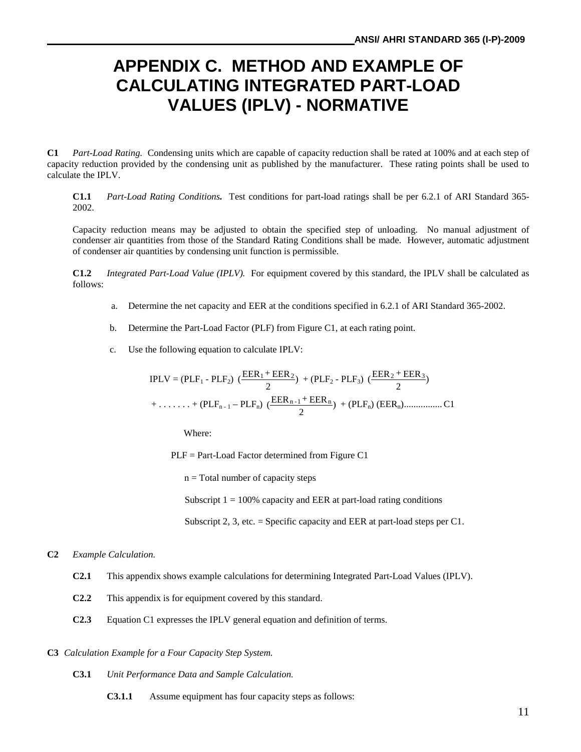# APPENDIX C. METHOD AND EXAMPLE OF CALCULATING INTEGRATED PART-LOAD VALUES (IPLV) - NORMATIVE

**C1** *Part-Load Rating.* Condensing units which are capable of capacity reduction shall be rated at 100% and at each step of capacity reduction provided by the condensing unit as published by the manufacturer. These rating points shall be used to calculate the IPLV.

**C1.1** *Part-Load Rating Conditions.* Test conditions for part-load ratings shall be per 6.2.1 of ARI Standard 365-2002.

Capacity reduction means may be adjusted to obtain the specified step of unloading. No manual adjustment of condenser air quantities from those of the Standard Rating Conditions shall be made. However, automatic adjustment of condenser air quantities by condensing unit function is permissible.

**C1.2** *Integrated Part-Load Value (IPLV).* For equipment covered by this standard, the IPLV shall be calculated as follows:

a. Determine the net capacity and EER at the conditions specified in 6.2.1 of ARI Standard 365-2002.

b. Determine the Part-Load Factor (PLF) from Figure C1, at each rating point.

c. Use the following equation to calculate IPLV:

$$\text{IPLV} = (\text{PLF}_1 - \text{PLF}_2)\left(\frac{\text{EER}_1 + \text{EER}_2}{2}\right) + (\text{PLF}_2 - \text{PLF}_3)\left(\frac{\text{EER}_2 + \text{EER}_3}{2}\right)$$

$$+ \ldots\ldots + (\text{PLF}_{n-1} - \text{PLF}_n)\left(\frac{\text{EER}_{n-1} + \text{EER}_n}{2}\right) + (\text{PLF}_n)(\text{EER}_n) \qquad \text{C1}$$

Where:

PLF = Part-Load Factor determined from Figure C1

n = Total number of capacity steps

Subscript 1 = 100% capacity and EER at part-load rating conditions

Subscript 2, 3, etc. = Specific capacity and EER at part-load steps per C1.

**C2** *Example Calculation.*

**C2.1** This appendix shows example calculations for determining Integrated Part-Load Values (IPLV).

**C2.2** This appendix is for equipment covered by this standard.

**C2.3** Equation C1 expresses the IPLV general equation and definition of terms.

**C3** *Calculation Example for a Four Capacity Step System.*

**C3.1** *Unit Performance Data and Sample Calculation.*

**C3.1.1** Assume equipment has four capacity steps as follows: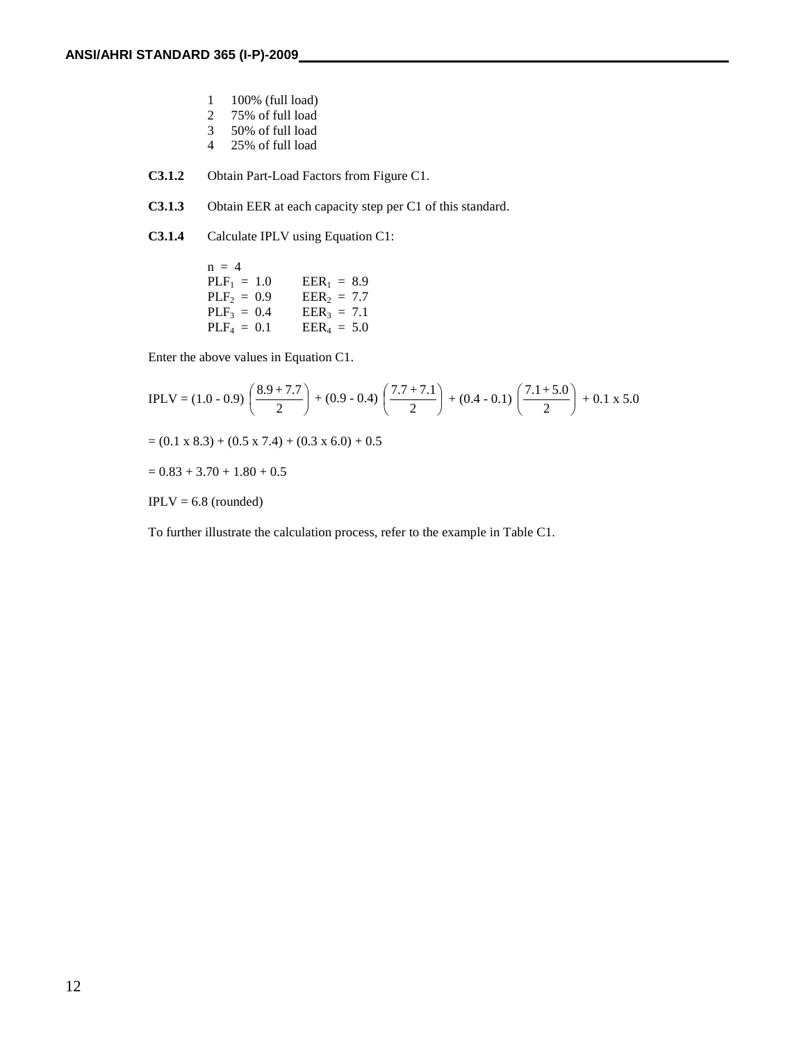1. 100% (full load)
2. 75% of full load
3. 50% of full load
4. 25% of full load

**C3.1.2** Obtain Part-Load Factors from Figure C1.

**C3.1.3** Obtain EER at each capacity step per C1 of this standard.

**C3.1.4** Calculate IPLV using Equation C1:

$n = 4$

| | |
|---|---|
| $PLF_1 = 1.0$ | $EER_1 = 8.9$ |
| $PLF_2 = 0.9$ | $EER_2 = 7.7$ |
| $PLF_3 = 0.4$ | $EER_3 = 7.1$ |
| $PLF_4 = 0.1$ | $EER_4 = 5.0$ |

Enter the above values in Equation C1.

$$\text{IPLV} = (1.0 - 0.9)\left(\frac{8.9 + 7.7}{2}\right) + (0.9 - 0.4)\left(\frac{7.7 + 7.1}{2}\right) + (0.4 - 0.1)\left(\frac{7.1 + 5.0}{2}\right) + 0.1 \times 5.0$$

$$= (0.1 \times 8.3) + (0.5 \times 7.4) + (0.3 \times 6.0) + 0.5$$

$$= 0.83 + 3.70 + 1.80 + 0.5$$

$$\text{IPLV} = 6.8 \text{ (rounded)}$$

To further illustrate the calculation process, refer to the example in Table C1.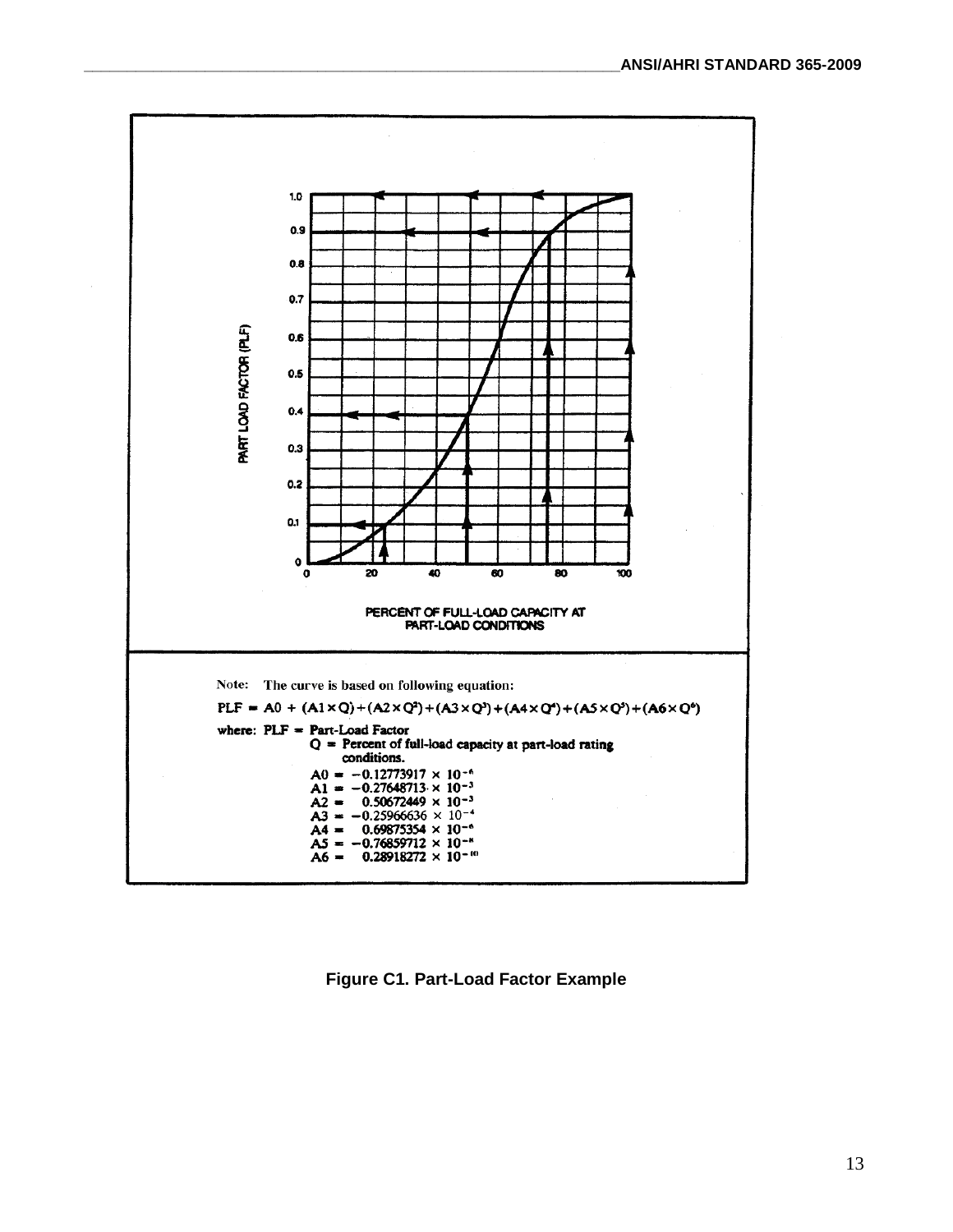PART LOAD FACTOR (PLF)

PERCENT OF FULL-LOAD CAPACITY AT PART-LOAD CONDITIONS

Note: The curve is based on following equation:

$$PLF = A0 + (A1 \times Q) + (A2 \times Q^2) + (A3 \times Q^3) + (A4 \times Q^4) + (A5 \times Q^5) + (A6 \times Q^6)$$

where: PLF = Part-Load Factor

Q = Percent of full-load capacity at part-load rating conditions.

$A0 = -0.12773917 \times 10^{-6}$

$A1 = -0.27648713 \times 10^{-3}$

$A2 = 0.50672449 \times 10^{-3}$

$A3 = -0.25966636 \times 10^{-4}$

$A4 = 0.69875354 \times 10^{-6}$

$A5 = -0.76859712 \times 10^{-8}$

$A6 = 0.28918272 \times 10^{-10}$

**Figure C1. Part-Load Factor Example**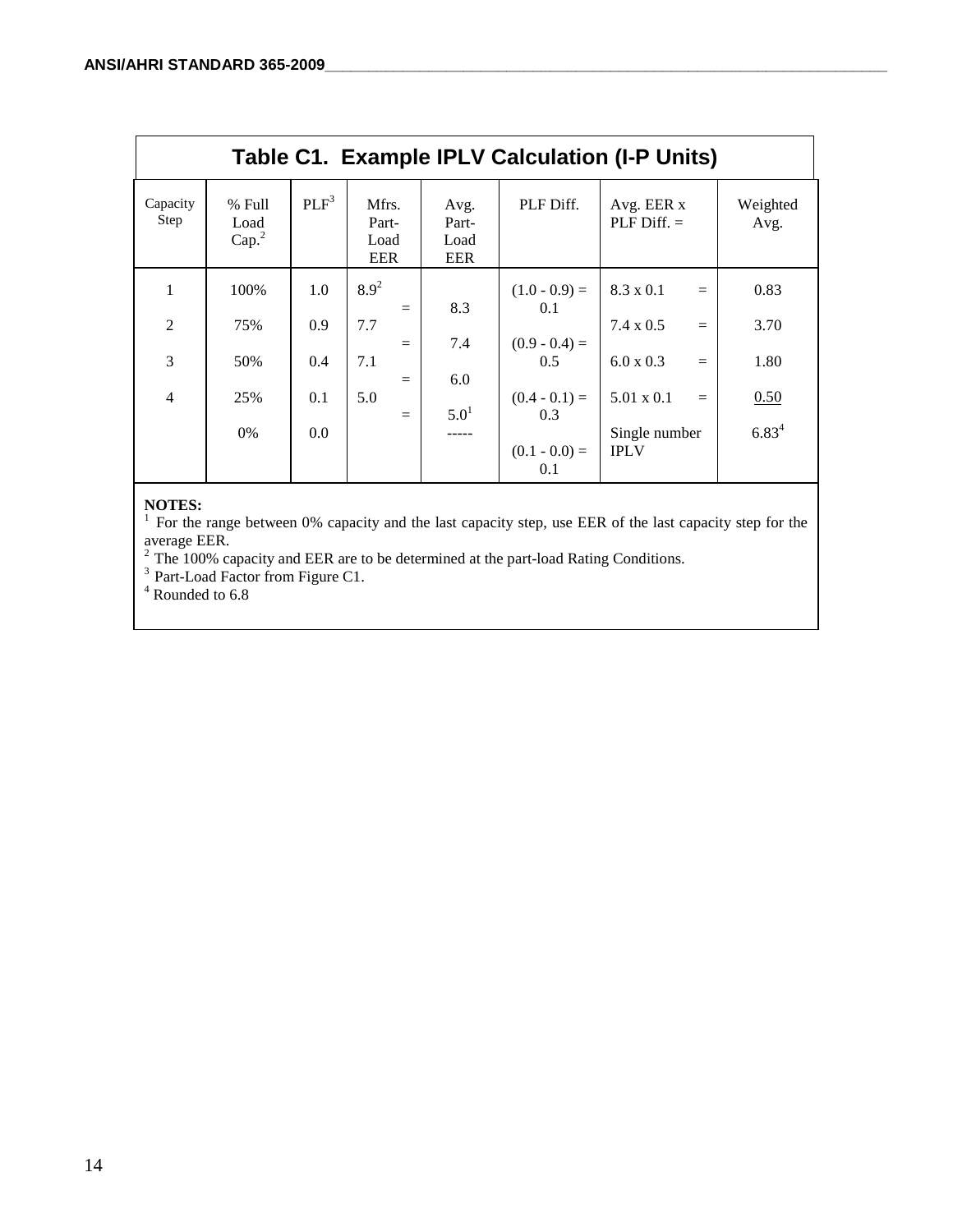## Table C1. Example IPLV Calculation (I-P Units)

| Capacity Step | % Full Load Cap.[2] | PLF[3] | Mfrs. Part-Load EER | Avg. Part-Load EER | PLF Diff. | Avg. EER x PLF Diff. = | Weighted Avg. |
|---|---|---|---|---|---|---|---|
| 1 | 100% | 1.0 | 8.9[2] | | (1.0 - 0.9) = 0.1 | 8.3 x 0.1 = | 0.83 |
| | | | = | 8.3 | | | |
| 2 | 75% | 0.9 | 7.7 | | | 7.4 x 0.5 = | 3.70 |
| | | | = | 7.4 | (0.9 - 0.4) = 0.5 | | |
| 3 | 50% | 0.4 | 7.1 | | | 6.0 x 0.3 = | 1.80 |
| | | | = | 6.0 | | | |
| 4 | 25% | 0.1 | 5.0 | | (0.4 - 0.1) = 0.3 | 5.01 x 0.1 = | 0.50 |
| | | | = | 5.0[1] | | | |
| | 0% | 0.0 | | ----- | | Single number IPLV | 6.83[4] |
| | | | | | (0.1 - 0.0) = 0.1 | | |

**NOTES:**

[1] For the range between 0% capacity and the last capacity step, use EER of the last capacity step for the average EER.

[2] The 100% capacity and EER are to be determined at the part-load Rating Conditions.

[3] Part-Load Factor from Figure C1.

[4] Rounded to 6.8